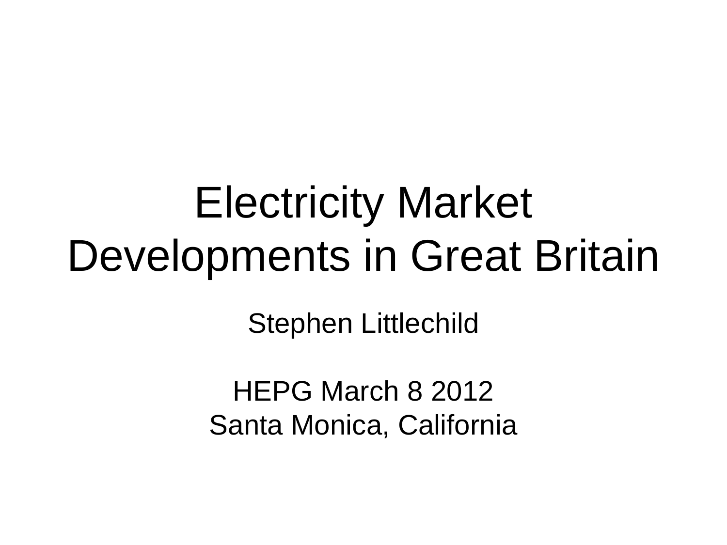# Electricity Market Developments in Great Britain

Stephen Littlechild

HEPG March 8 2012
Santa Monica, California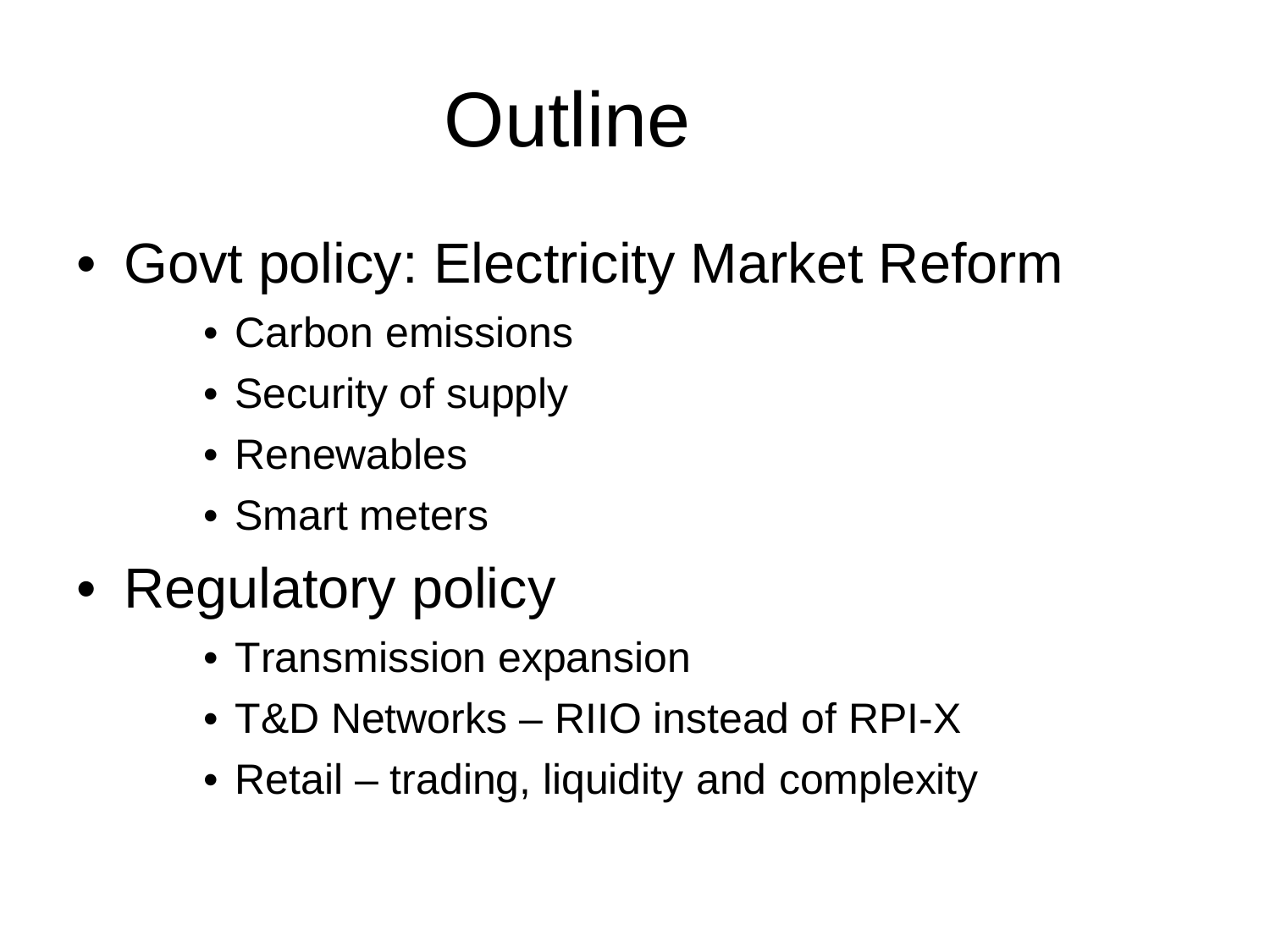# Outline

- Govt policy: Electricity Market Reform
  - Carbon emissions
  - Security of supply
  - Renewables
  - Smart meters
- Regulatory policy
  - Transmission expansion
  - T&D Networks – RIIO instead of RPI-X
  - Retail – trading, liquidity and complexity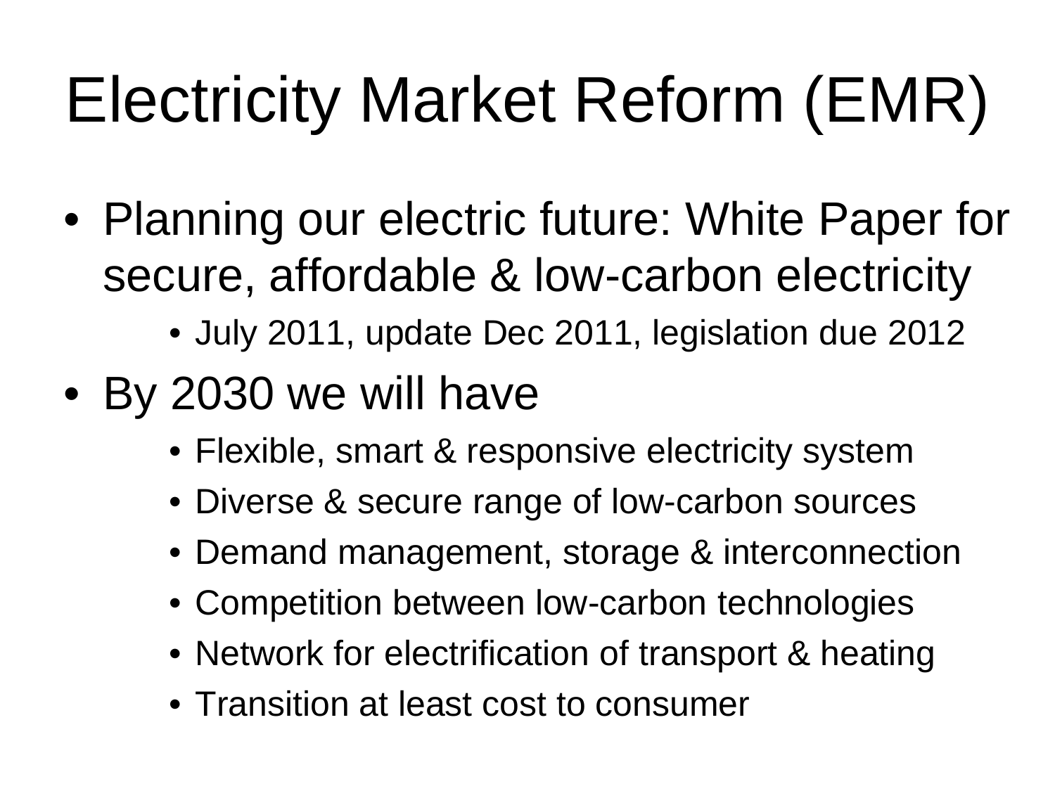# Electricity Market Reform (EMR)

- Planning our electric future: White Paper for secure, affordable & low-carbon electricity
  - July 2011, update Dec 2011, legislation due 2012
- By 2030 we will have
  - Flexible, smart & responsive electricity system
  - Diverse & secure range of low-carbon sources
  - Demand management, storage & interconnection
  - Competition between low-carbon technologies
  - Network for electrification of transport & heating
  - Transition at least cost to consumer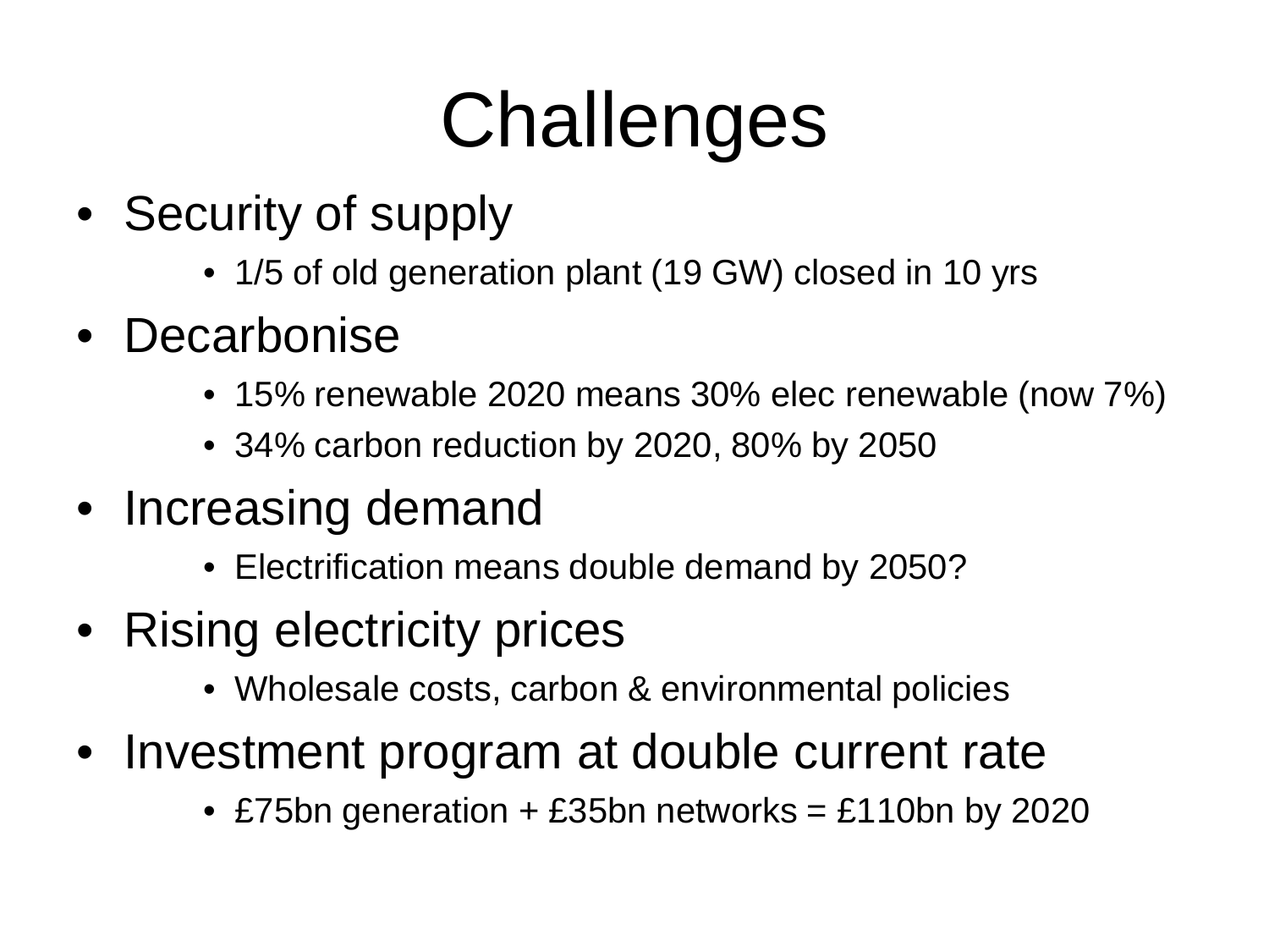# Challenges

- Security of supply
  - 1/5 of old generation plant (19 GW) closed in 10 yrs
- Decarbonise
  - 15% renewable 2020 means 30% elec renewable (now 7%)
  - 34% carbon reduction by 2020, 80% by 2050
- Increasing demand
  - Electrification means double demand by 2050?
- Rising electricity prices
  - Wholesale costs, carbon & environmental policies
- Investment program at double current rate
  - £75bn generation + £35bn networks = £110bn by 2020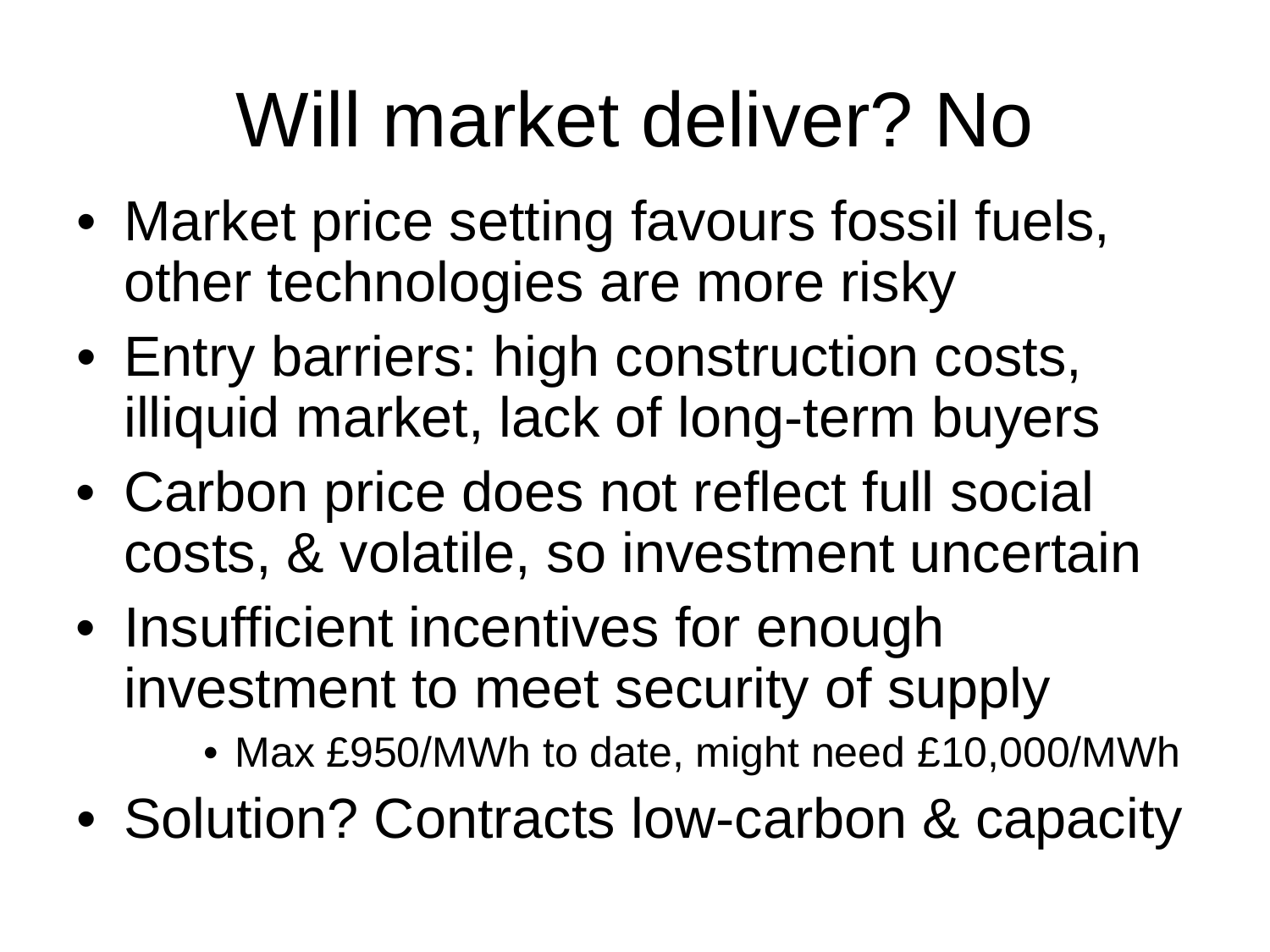# Will market deliver? No

- Market price setting favours fossil fuels, other technologies are more risky
- Entry barriers: high construction costs, illiquid market, lack of long-term buyers
- Carbon price does not reflect full social costs, & volatile, so investment uncertain
- Insufficient incentives for enough investment to meet security of supply
  - Max £950/MWh to date, might need £10,000/MWh
- Solution? Contracts low-carbon & capacity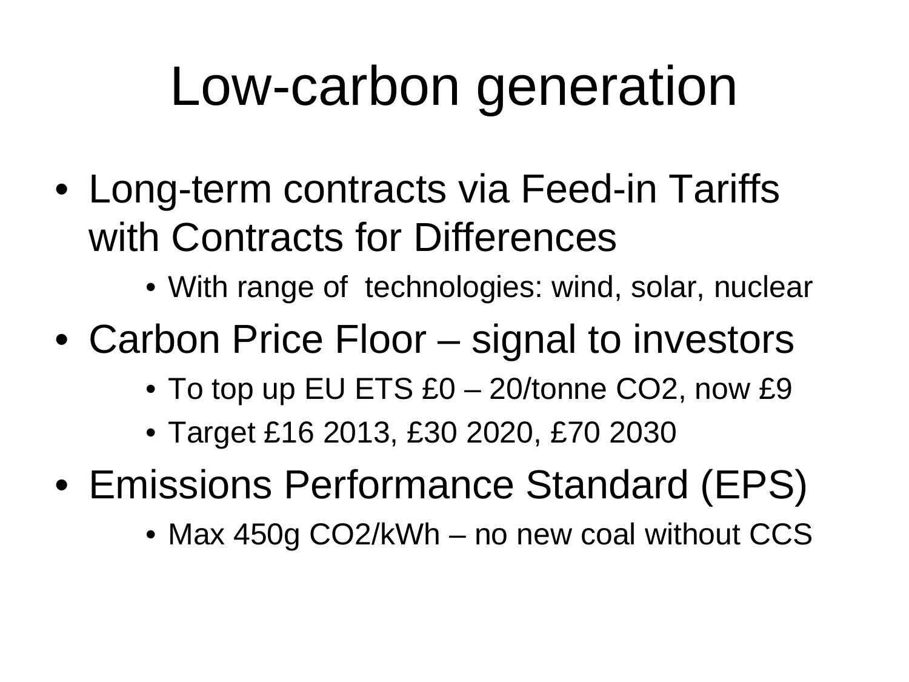# Low-carbon generation

- Long-term contracts via Feed-in Tariffs with Contracts for Differences
  - With range of technologies: wind, solar, nuclear
- Carbon Price Floor – signal to investors
  - To top up EU ETS £0 – 20/tonne $CO_2$, now £9
  - Target £16 2013, £30 2020, £70 2030
- Emissions Performance Standard (EPS)
  - Max 450g $CO_2$/kWh – no new coal without CCS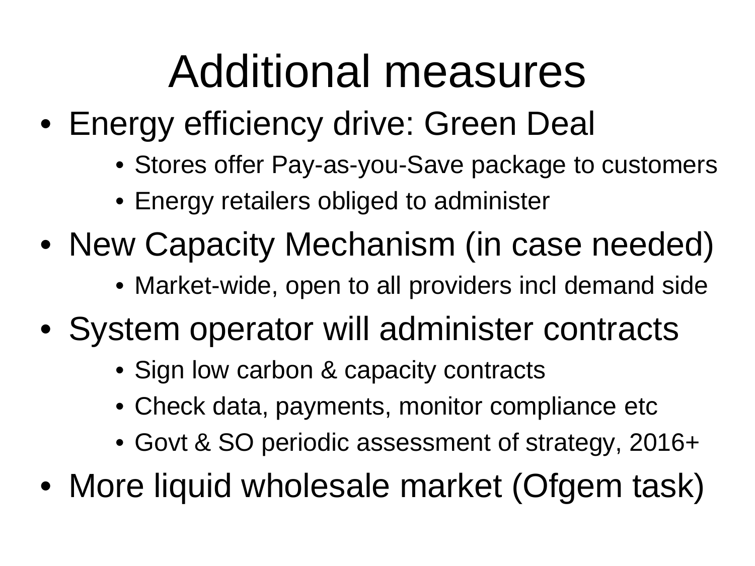# Additional measures

- Energy efficiency drive: Green Deal
  - Stores offer Pay-as-you-Save package to customers
  - Energy retailers obliged to administer
- New Capacity Mechanism (in case needed)
  - Market-wide, open to all providers incl demand side
- System operator will administer contracts
  - Sign low carbon & capacity contracts
  - Check data, payments, monitor compliance etc
  - Govt & SO periodic assessment of strategy, 2016+
- More liquid wholesale market (Ofgem task)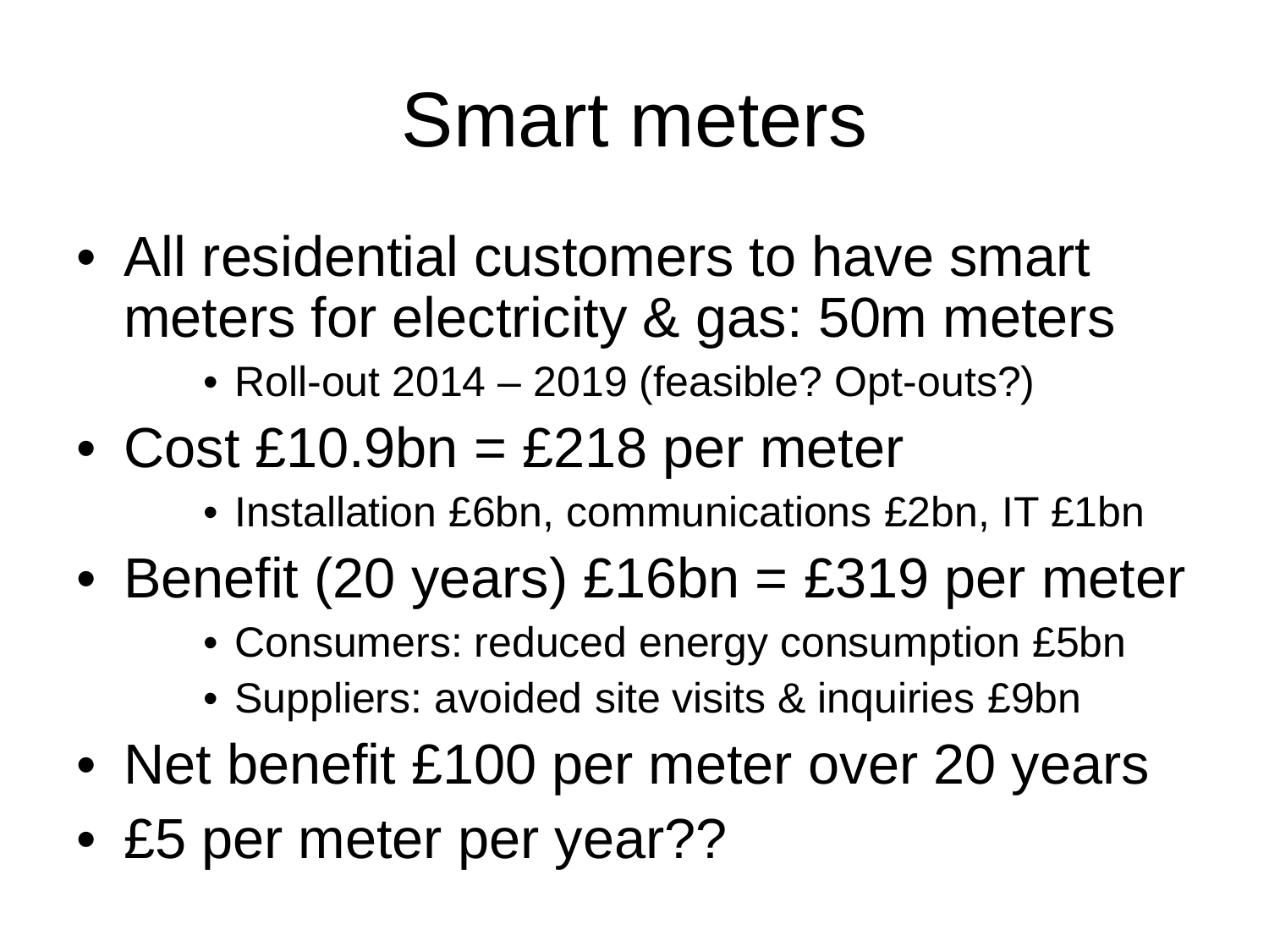# Smart meters

- All residential customers to have smart meters for electricity & gas: 50m meters
  - Roll-out 2014 – 2019 (feasible? Opt-outs?)
- Cost £10.9bn = £218 per meter
  - Installation £6bn, communications £2bn, IT £1bn
- Benefit (20 years) £16bn = £319 per meter
  - Consumers: reduced energy consumption £5bn
  - Suppliers: avoided site visits & inquiries £9bn
- Net benefit £100 per meter over 20 years
- £5 per meter per year??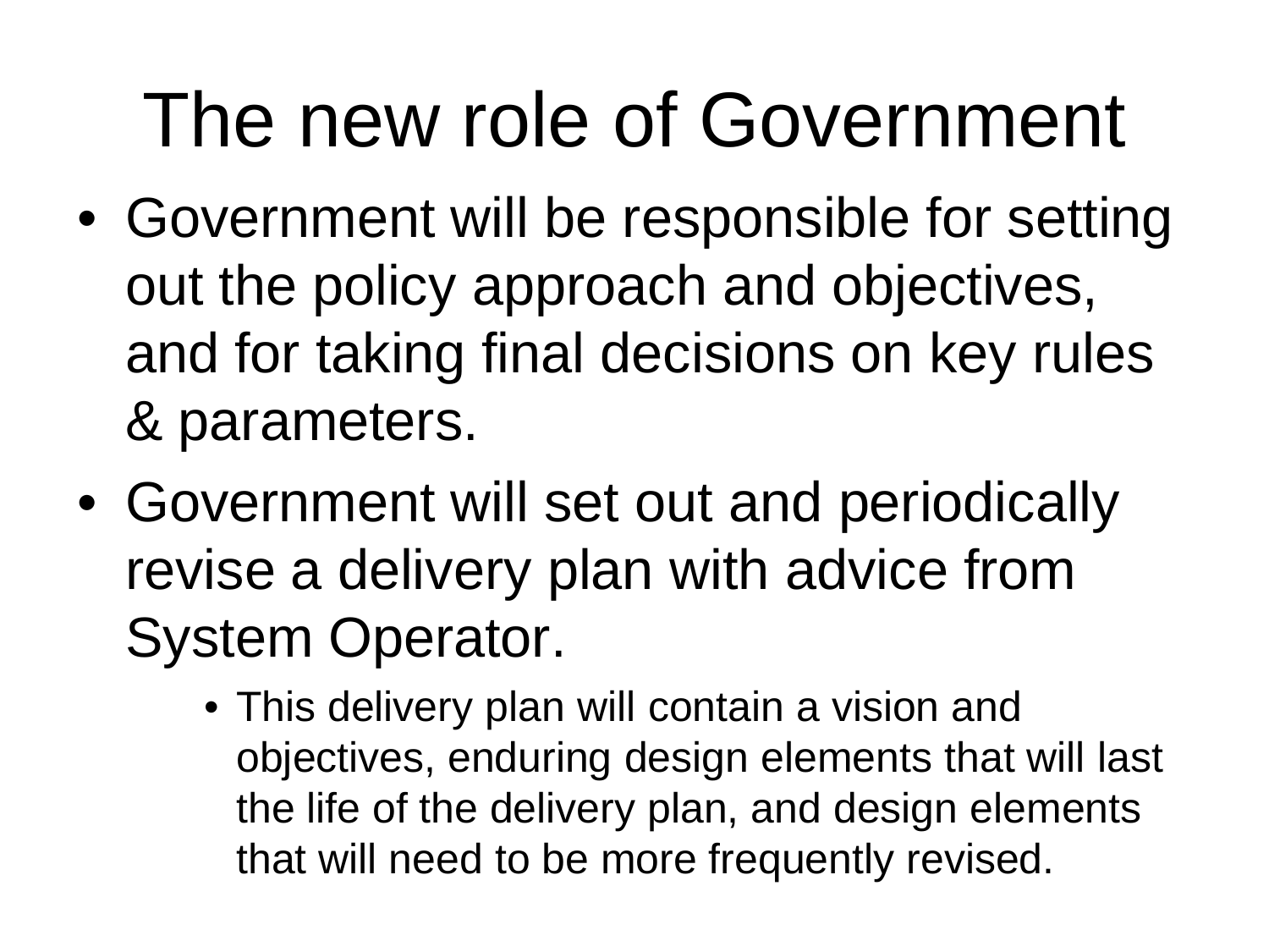# The new role of Government

- Government will be responsible for setting out the policy approach and objectives, and for taking final decisions on key rules & parameters.
- Government will set out and periodically revise a delivery plan with advice from System Operator.
    - This delivery plan will contain a vision and objectives, enduring design elements that will last the life of the delivery plan, and design elements that will need to be more frequently revised.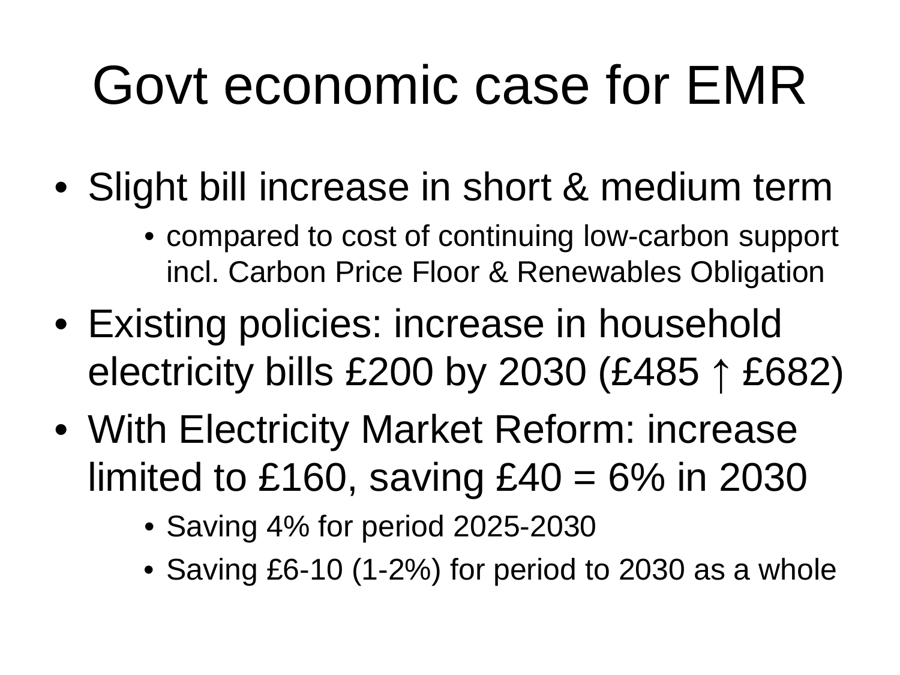# Govt economic case for EMR

- Slight bill increase in short & medium term
  - compared to cost of continuing low-carbon support incl. Carbon Price Floor & Renewables Obligation
- Existing policies: increase in household electricity bills £200 by 2030 (£485 ↑ £682)
- With Electricity Market Reform: increase limited to £160, saving £40 = 6% in 2030
  - Saving 4% for period 2025-2030
  - Saving £6-10 (1-2%) for period to 2030 as a whole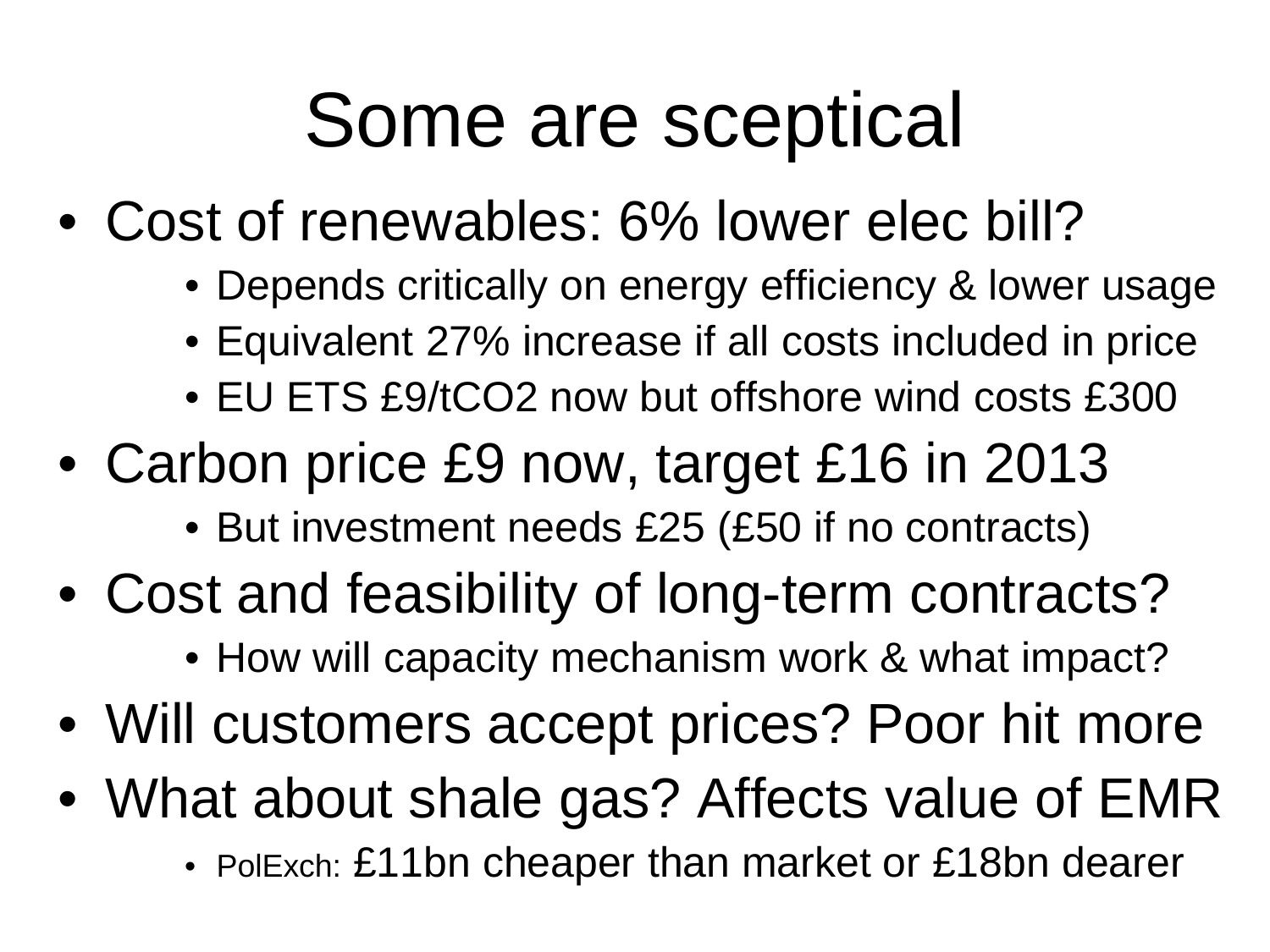# Some are sceptical

- Cost of renewables: 6% lower elec bill?
  - Depends critically on energy efficiency & lower usage
  - Equivalent 27% increase if all costs included in price
  - EU ETS £9/t$CO_2$ now but offshore wind costs £300
- Carbon price £9 now, target £16 in 2013
  - But investment needs £25 (£50 if no contracts)
- Cost and feasibility of long-term contracts?
  - How will capacity mechanism work & what impact?
- Will customers accept prices? Poor hit more
- What about shale gas? Affects value of EMR
  - PolExch: £11bn cheaper than market or £18bn dearer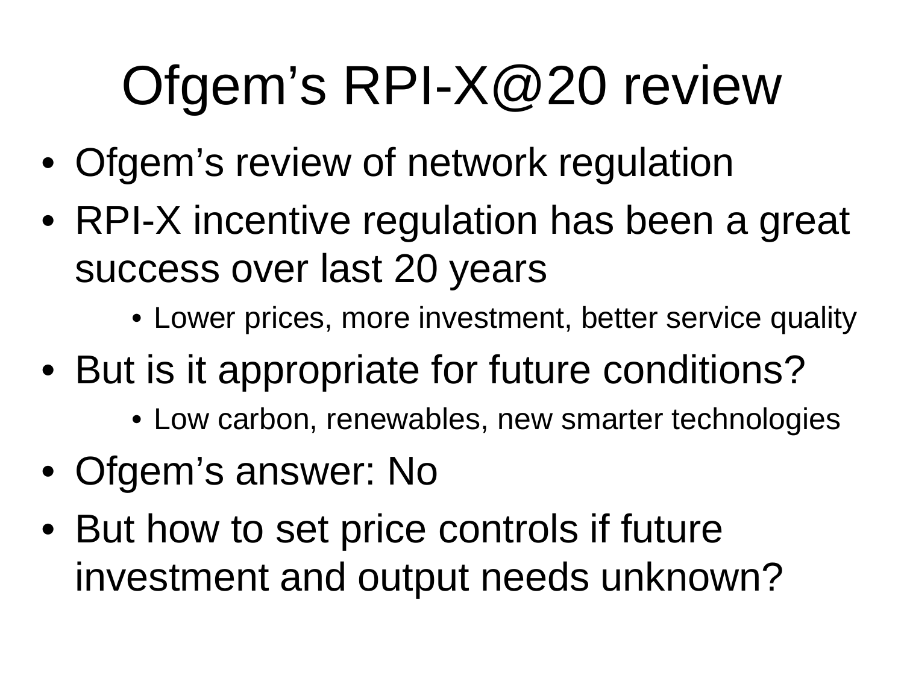# Ofgem's RPI-X@20 review

- Ofgem's review of network regulation
- RPI-X incentive regulation has been a great success over last 20 years
    - Lower prices, more investment, better service quality
- But is it appropriate for future conditions?
    - Low carbon, renewables, new smarter technologies
- Ofgem's answer: No
- But how to set price controls if future investment and output needs unknown?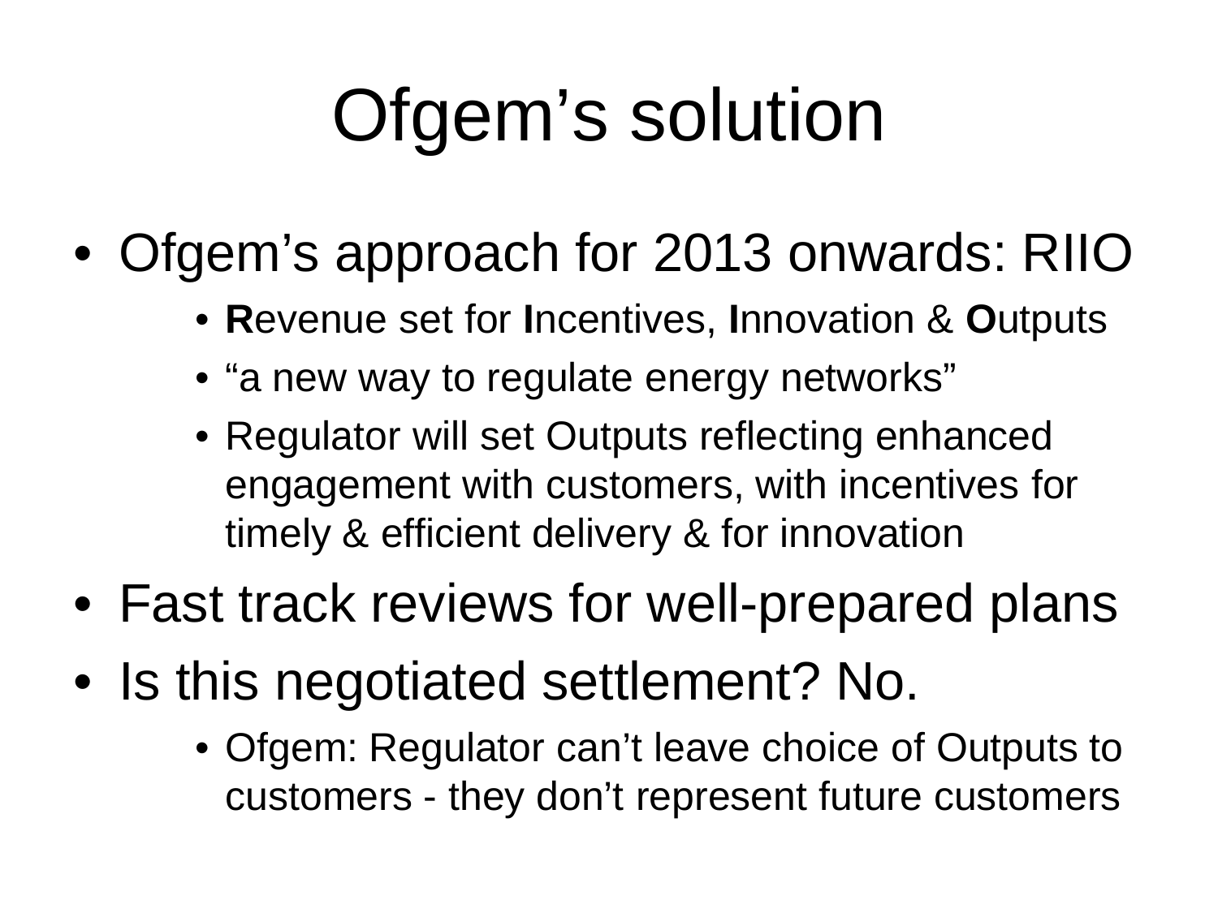# Ofgem's solution

- Ofgem's approach for 2013 onwards: RIIO
  - **R**evenue set for **I**ncentives, **I**nnovation & **O**utputs
  - "a new way to regulate energy networks"
  - Regulator will set Outputs reflecting enhanced engagement with customers, with incentives for timely & efficient delivery & for innovation
- Fast track reviews for well-prepared plans
- Is this negotiated settlement? No.
  - Ofgem: Regulator can't leave choice of Outputs to customers - they don't represent future customers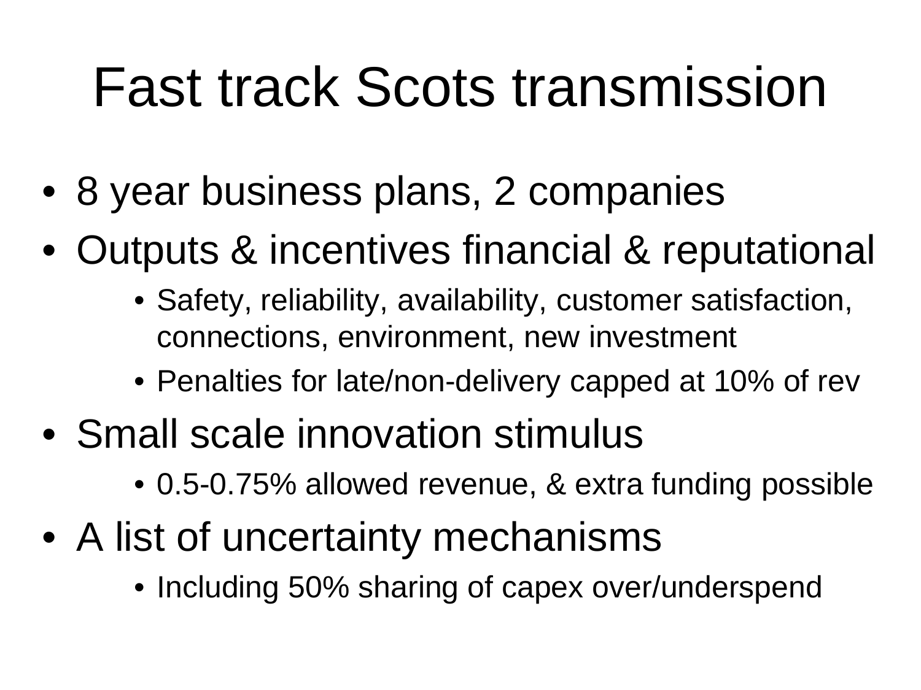# Fast track Scots transmission

- 8 year business plans, 2 companies
- Outputs & incentives financial & reputational
  - Safety, reliability, availability, customer satisfaction, connections, environment, new investment
  - Penalties for late/non-delivery capped at 10% of rev
- Small scale innovation stimulus
  - 0.5-0.75% allowed revenue, & extra funding possible
- A list of uncertainty mechanisms
  - Including 50% sharing of capex over/underspend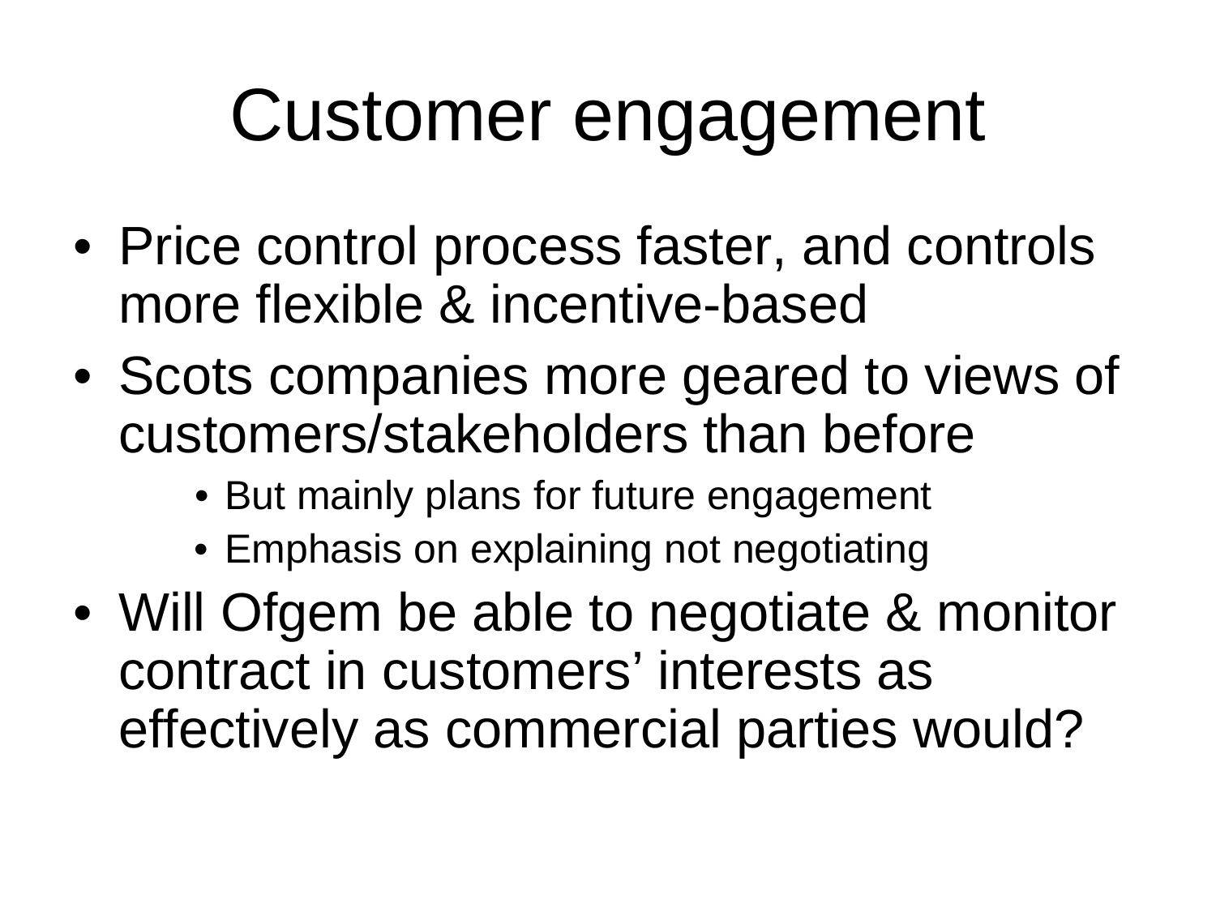# Customer engagement

- Price control process faster, and controls more flexible & incentive-based
- Scots companies more geared to views of customers/stakeholders than before
  - But mainly plans for future engagement
  - Emphasis on explaining not negotiating
- Will Ofgem be able to negotiate & monitor contract in customers' interests as effectively as commercial parties would?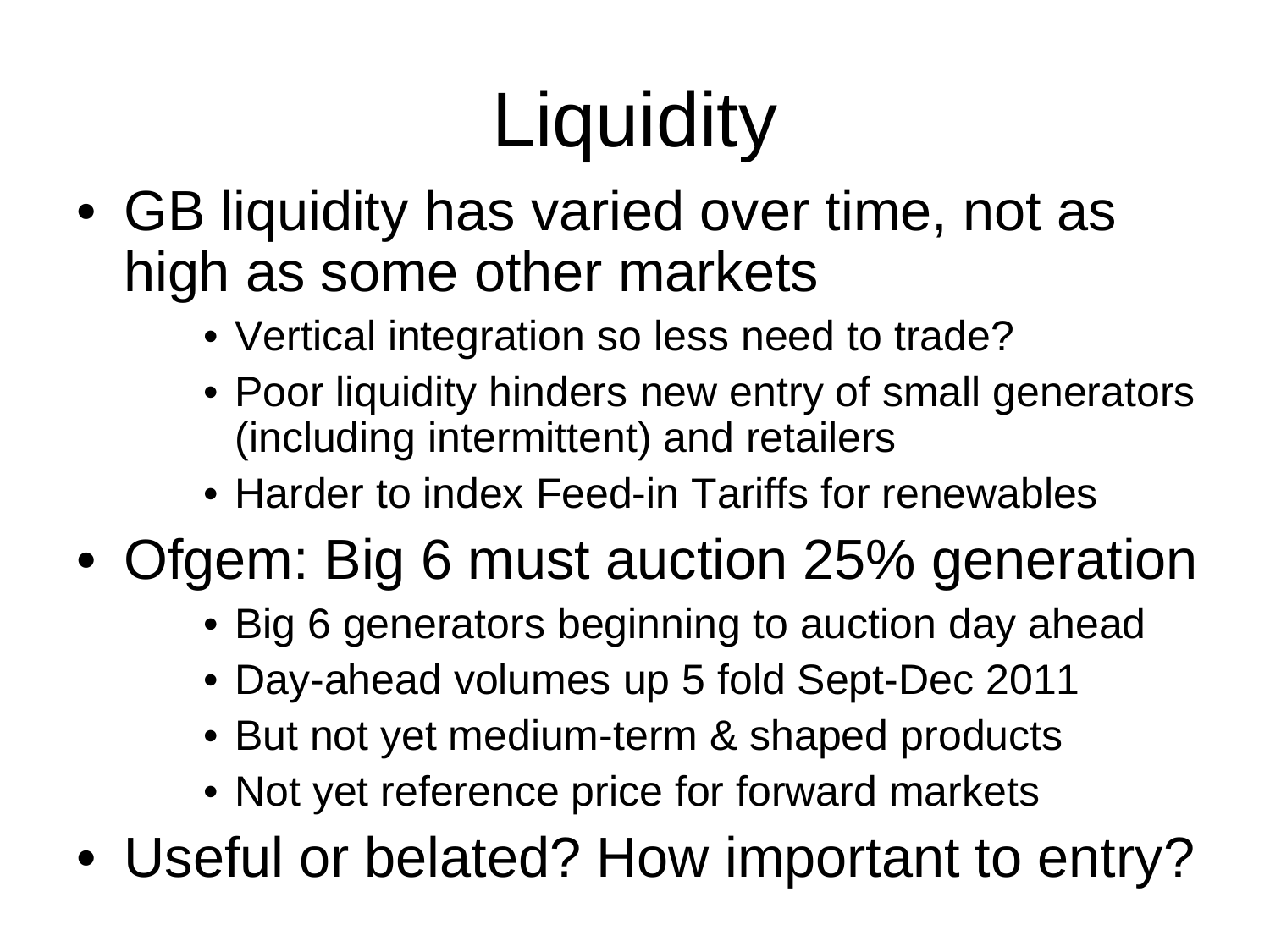# Liquidity

- GB liquidity has varied over time, not as high as some other markets
  - Vertical integration so less need to trade?
  - Poor liquidity hinders new entry of small generators (including intermittent) and retailers
  - Harder to index Feed-in Tariffs for renewables
- Ofgem: Big 6 must auction 25% generation
  - Big 6 generators beginning to auction day ahead
  - Day-ahead volumes up 5 fold Sept-Dec 2011
  - But not yet medium-term & shaped products
  - Not yet reference price for forward markets
- Useful or belated? How important to entry?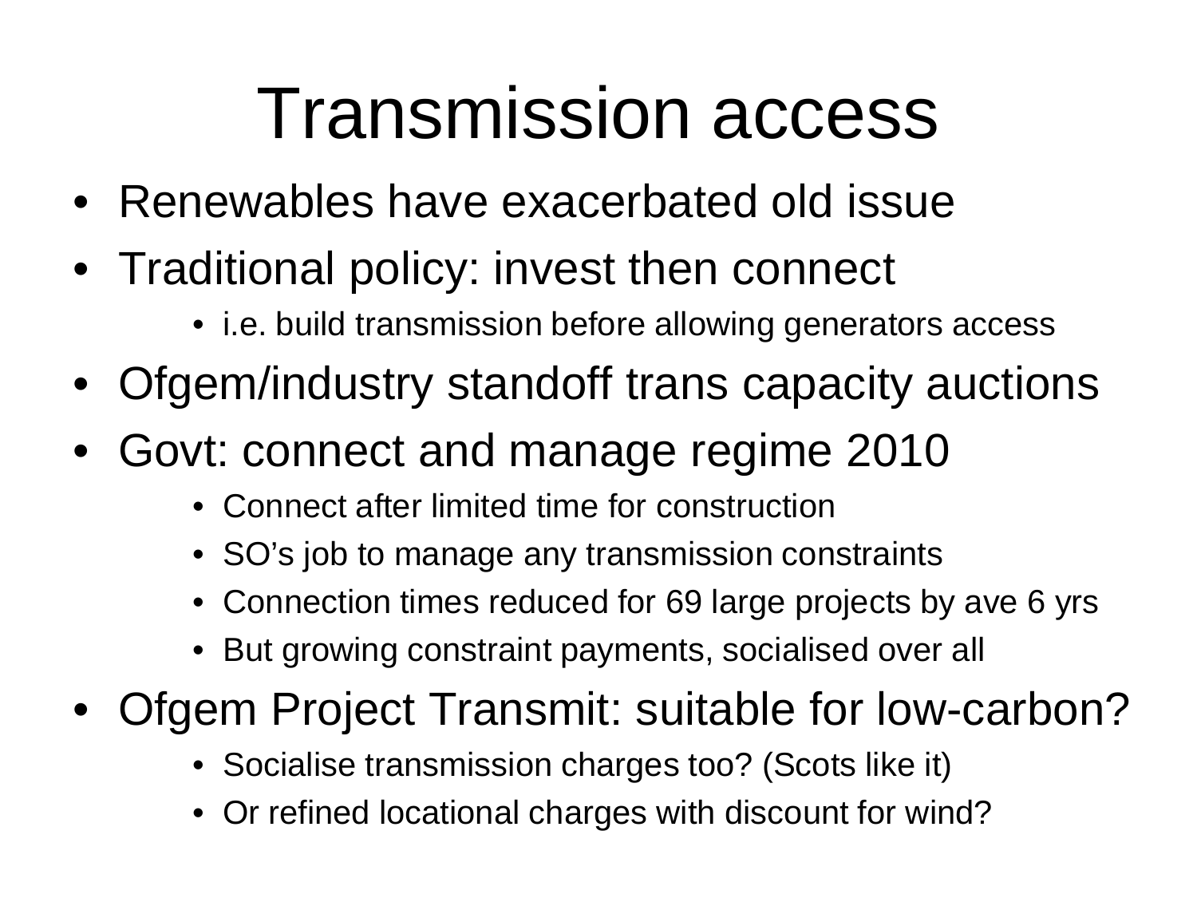# Transmission access

- Renewables have exacerbated old issue
- Traditional policy: invest then connect
  - i.e. build transmission before allowing generators access
- Ofgem/industry standoff trans capacity auctions
- Govt: connect and manage regime 2010
  - Connect after limited time for construction
  - SO's job to manage any transmission constraints
  - Connection times reduced for 69 large projects by ave 6 yrs
  - But growing constraint payments, socialised over all
- Ofgem Project Transmit: suitable for low-carbon?
  - Socialise transmission charges too? (Scots like it)
  - Or refined locational charges with discount for wind?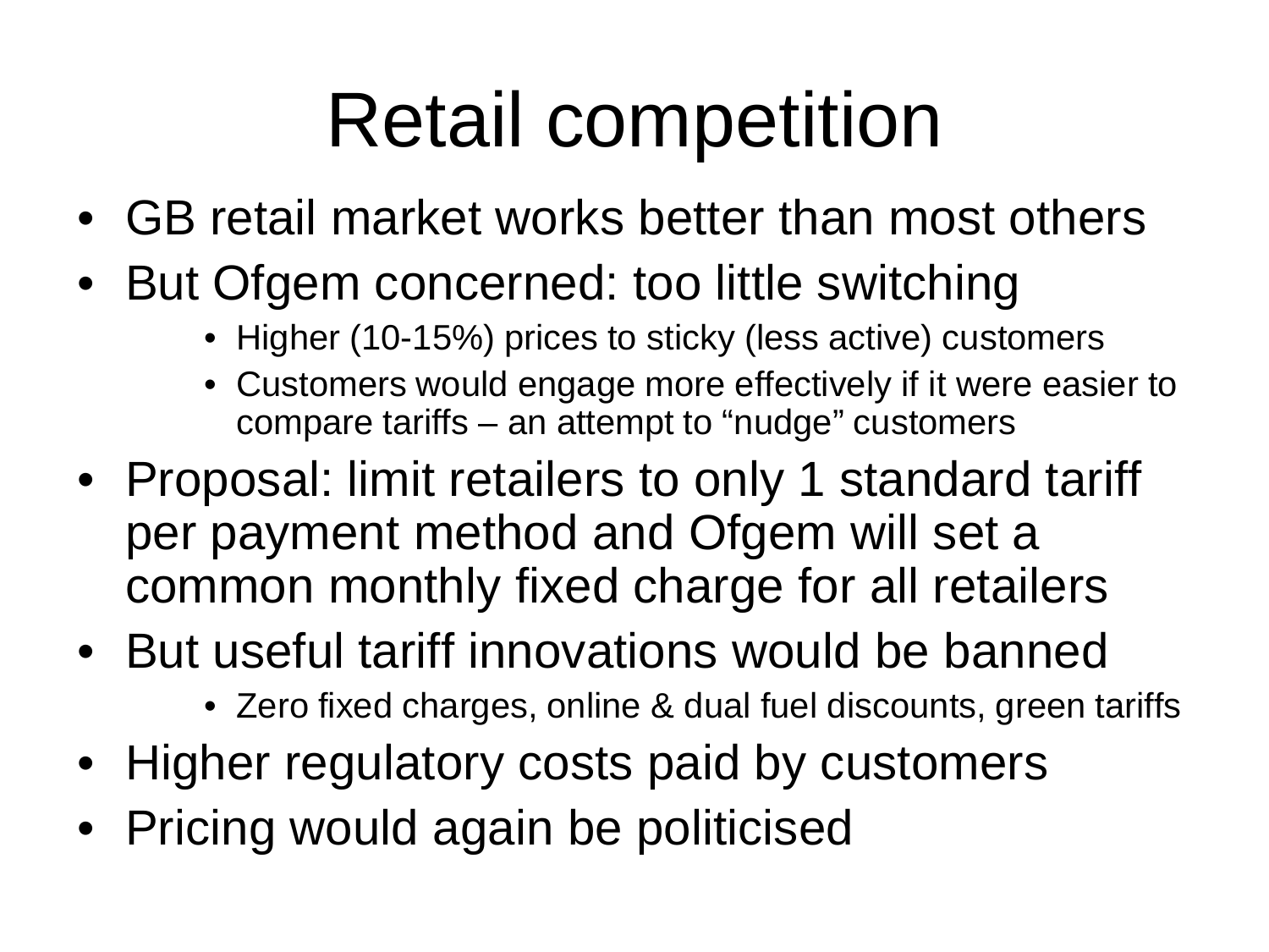# Retail competition

- GB retail market works better than most others
- But Ofgem concerned: too little switching
  - Higher (10-15%) prices to sticky (less active) customers
  - Customers would engage more effectively if it were easier to compare tariffs – an attempt to “nudge” customers
- Proposal: limit retailers to only 1 standard tariff per payment method and Ofgem will set a common monthly fixed charge for all retailers
- But useful tariff innovations would be banned
  - Zero fixed charges, online & dual fuel discounts, green tariffs
- Higher regulatory costs paid by customers
- Pricing would again be politicised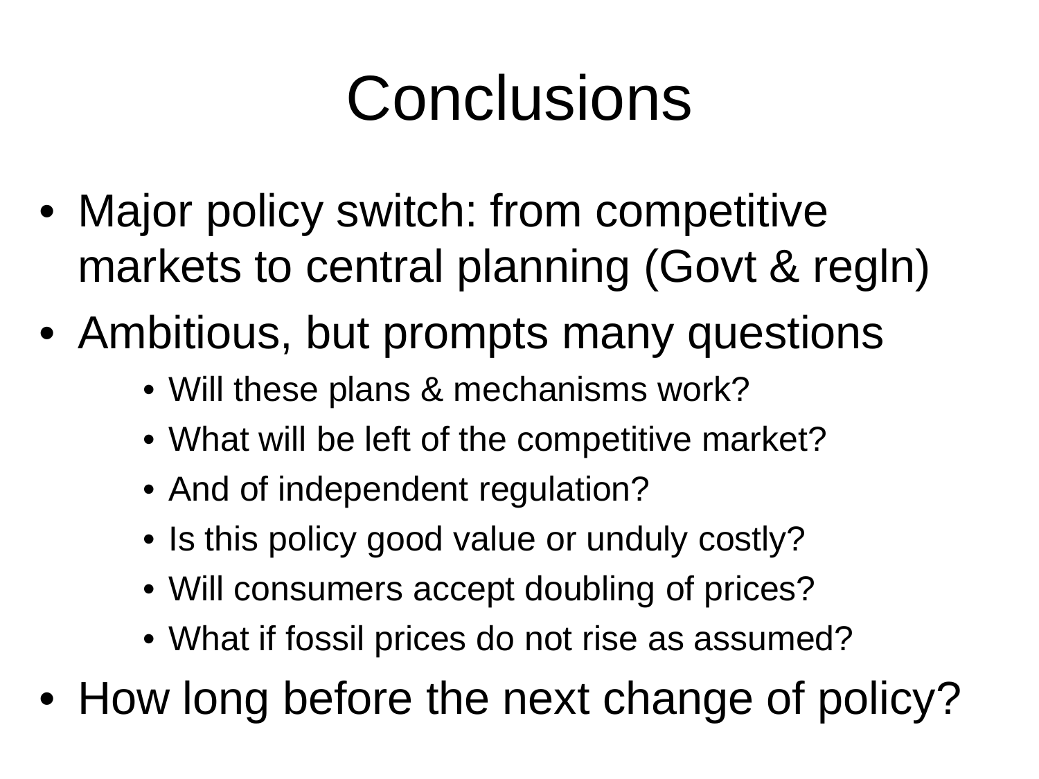# Conclusions

- Major policy switch: from competitive markets to central planning (Govt & regln)
- Ambitious, but prompts many questions
  - Will these plans & mechanisms work?
  - What will be left of the competitive market?
  - And of independent regulation?
  - Is this policy good value or unduly costly?
  - Will consumers accept doubling of prices?
  - What if fossil prices do not rise as assumed?
- How long before the next change of policy?